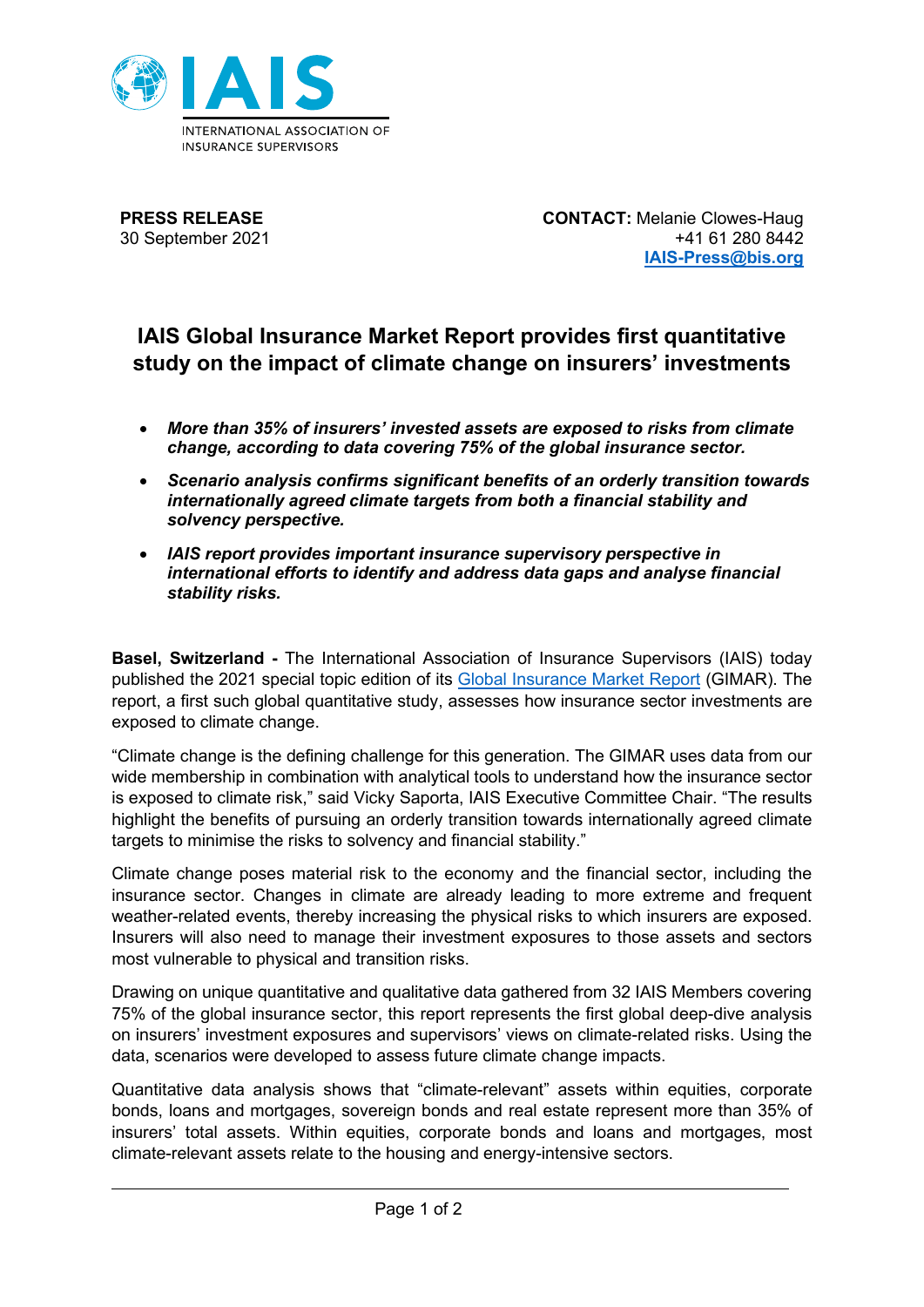IAIS

INTERNATIONAL ASSOCIATION OF INSURANCE SUPERVISORS

**PRESS RELEASE**
30 September 2021

**CONTACT:** Melanie Clowes-Haug
+41 61 280 8442
**IAIS-Press@bis.org**

# IAIS Global Insurance Market Report provides first quantitative study on the impact of climate change on insurers' investments

- ***More than 35% of insurers' invested assets are exposed to risks from climate change, according to data covering 75% of the global insurance sector.***
- ***Scenario analysis confirms significant benefits of an orderly transition towards internationally agreed climate targets from both a financial stability and solvency perspective.***
- ***IAIS report provides important insurance supervisory perspective in international efforts to identify and address data gaps and analyse financial stability risks.***

**Basel, Switzerland -** The International Association of Insurance Supervisors (IAIS) today published the 2021 special topic edition of its Global Insurance Market Report (GIMAR). The report, a first such global quantitative study, assesses how insurance sector investments are exposed to climate change.

"Climate change is the defining challenge for this generation. The GIMAR uses data from our wide membership in combination with analytical tools to understand how the insurance sector is exposed to climate risk," said Vicky Saporta, IAIS Executive Committee Chair. "The results highlight the benefits of pursuing an orderly transition towards internationally agreed climate targets to minimise the risks to solvency and financial stability."

Climate change poses material risk to the economy and the financial sector, including the insurance sector. Changes in climate are already leading to more extreme and frequent weather-related events, thereby increasing the physical risks to which insurers are exposed. Insurers will also need to manage their investment exposures to those assets and sectors most vulnerable to physical and transition risks.

Drawing on unique quantitative and qualitative data gathered from 32 IAIS Members covering 75% of the global insurance sector, this report represents the first global deep-dive analysis on insurers' investment exposures and supervisors' views on climate-related risks. Using the data, scenarios were developed to assess future climate change impacts.

Quantitative data analysis shows that "climate-relevant" assets within equities, corporate bonds, loans and mortgages, sovereign bonds and real estate represent more than 35% of insurers' total assets. Within equities, corporate bonds and loans and mortgages, most climate-relevant assets relate to the housing and energy-intensive sectors.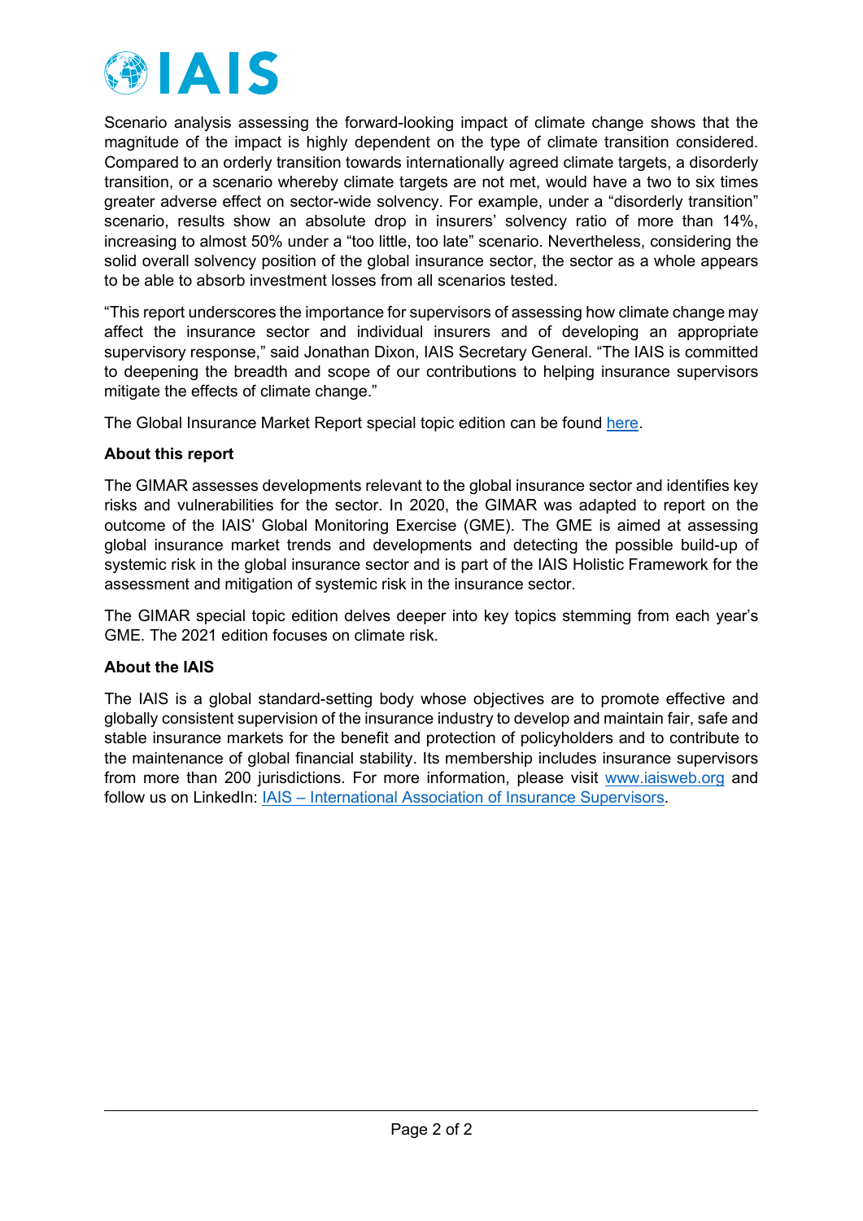Scenario analysis assessing the forward-looking impact of climate change shows that the magnitude of the impact is highly dependent on the type of climate transition considered. Compared to an orderly transition towards internationally agreed climate targets, a disorderly transition, or a scenario whereby climate targets are not met, would have a two to six times greater adverse effect on sector-wide solvency. For example, under a "disorderly transition" scenario, results show an absolute drop in insurers' solvency ratio of more than 14%, increasing to almost 50% under a "too little, too late" scenario. Nevertheless, considering the solid overall solvency position of the global insurance sector, the sector as a whole appears to be able to absorb investment losses from all scenarios tested.

"This report underscores the importance for supervisors of assessing how climate change may affect the insurance sector and individual insurers and of developing an appropriate supervisory response," said Jonathan Dixon, IAIS Secretary General. "The IAIS is committed to deepening the breadth and scope of our contributions to helping insurance supervisors mitigate the effects of climate change."

The Global Insurance Market Report special topic edition can be found here.

**About this report**

The GIMAR assesses developments relevant to the global insurance sector and identifies key risks and vulnerabilities for the sector. In 2020, the GIMAR was adapted to report on the outcome of the IAIS' Global Monitoring Exercise (GME). The GME is aimed at assessing global insurance market trends and developments and detecting the possible build-up of systemic risk in the global insurance sector and is part of the IAIS Holistic Framework for the assessment and mitigation of systemic risk in the insurance sector.

The GIMAR special topic edition delves deeper into key topics stemming from each year's GME. The 2021 edition focuses on climate risk.

**About the IAIS**

The IAIS is a global standard-setting body whose objectives are to promote effective and globally consistent supervision of the insurance industry to develop and maintain fair, safe and stable insurance markets for the benefit and protection of policyholders and to contribute to the maintenance of global financial stability. Its membership includes insurance supervisors from more than 200 jurisdictions. For more information, please visit www.iaisweb.org and follow us on LinkedIn: IAIS – International Association of Insurance Supervisors.